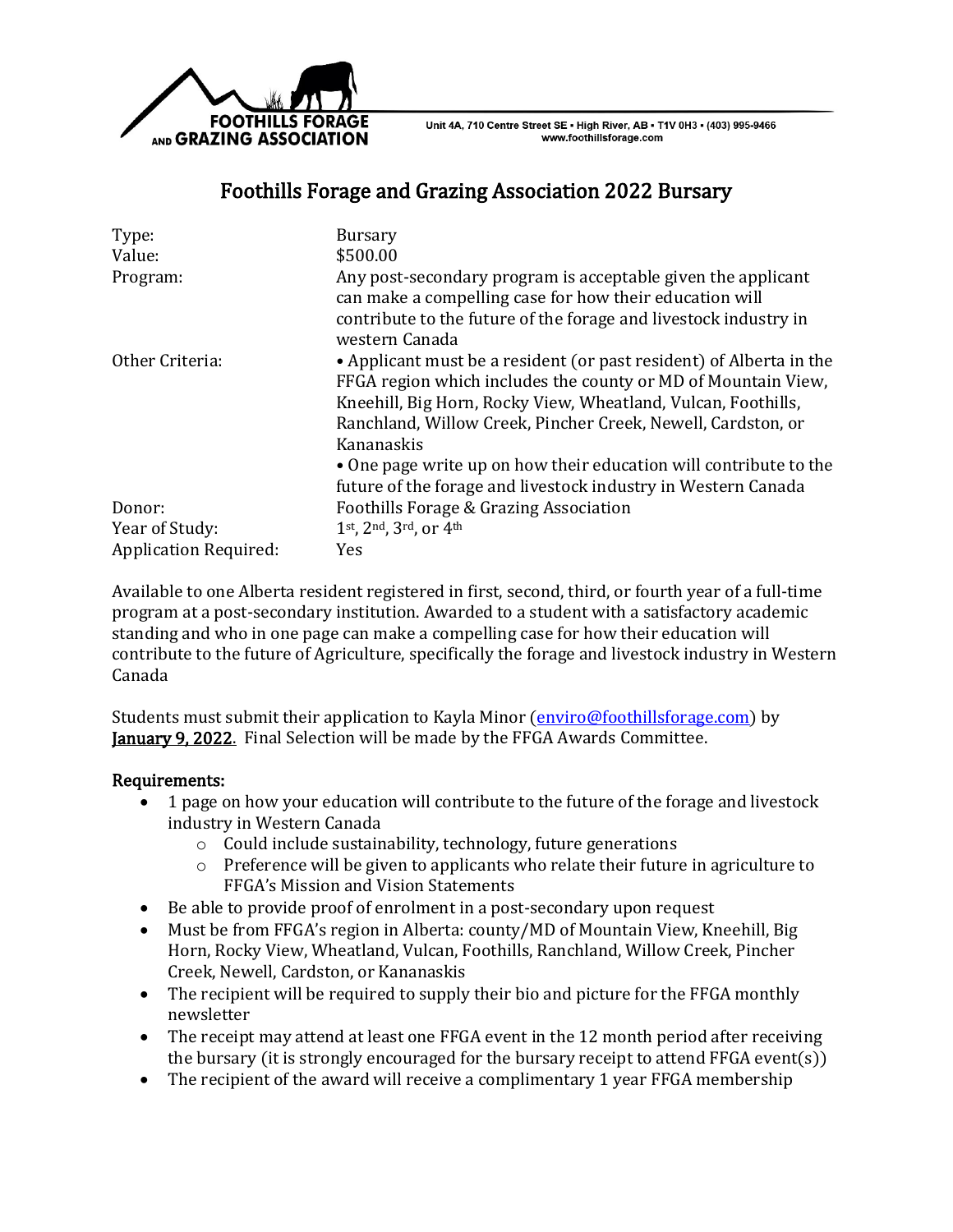FOOTHILLS FORAGE AND GRAZING ASSOCIATION

Unit 4A, 710 Centre Street SE • High River, AB • T1V 0H3 • (403) 995-9466
www.foothillsforage.com

# Foothills Forage and Grazing Association 2022 Bursary

| | |
|---|---|
| Type: | Bursary |
| Value: | $500.00 |
| Program: | Any post-secondary program is acceptable given the applicant can make a compelling case for how their education will contribute to the future of the forage and livestock industry in western Canada |
| Other Criteria: | • Applicant must be a resident (or past resident) of Alberta in the FFGA region which includes the county or MD of Mountain View, Kneehill, Big Horn, Rocky View, Wheatland, Vulcan, Foothills, Ranchland, Willow Creek, Pincher Creek, Newell, Cardston, or Kananaskis<br>• One page write up on how their education will contribute to the future of the forage and livestock industry in Western Canada |
| Donor: | Foothills Forage & Grazing Association |
| Year of Study: | 1st, 2nd, 3rd, or 4th |
| Application Required: | Yes |

Available to one Alberta resident registered in first, second, third, or fourth year of a full-time program at a post-secondary institution. Awarded to a student with a satisfactory academic standing and who in one page can make a compelling case for how their education will contribute to the future of Agriculture, specifically the forage and livestock industry in Western Canada

Students must submit their application to Kayla Minor (enviro@foothillsforage.com) by **January 9, 2022**. Final Selection will be made by the FFGA Awards Committee.

### Requirements:

- 1 page on how your education will contribute to the future of the forage and livestock industry in Western Canada
  - Could include sustainability, technology, future generations
  - Preference will be given to applicants who relate their future in agriculture to FFGA's Mission and Vision Statements
- Be able to provide proof of enrolment in a post-secondary upon request
- Must be from FFGA's region in Alberta: county/MD of Mountain View, Kneehill, Big Horn, Rocky View, Wheatland, Vulcan, Foothills, Ranchland, Willow Creek, Pincher Creek, Newell, Cardston, or Kananaskis
- The recipient will be required to supply their bio and picture for the FFGA monthly newsletter
- The receipt may attend at least one FFGA event in the 12 month period after receiving the bursary (it is strongly encouraged for the bursary receipt to attend FFGA event(s))
- The recipient of the award will receive a complimentary 1 year FFGA membership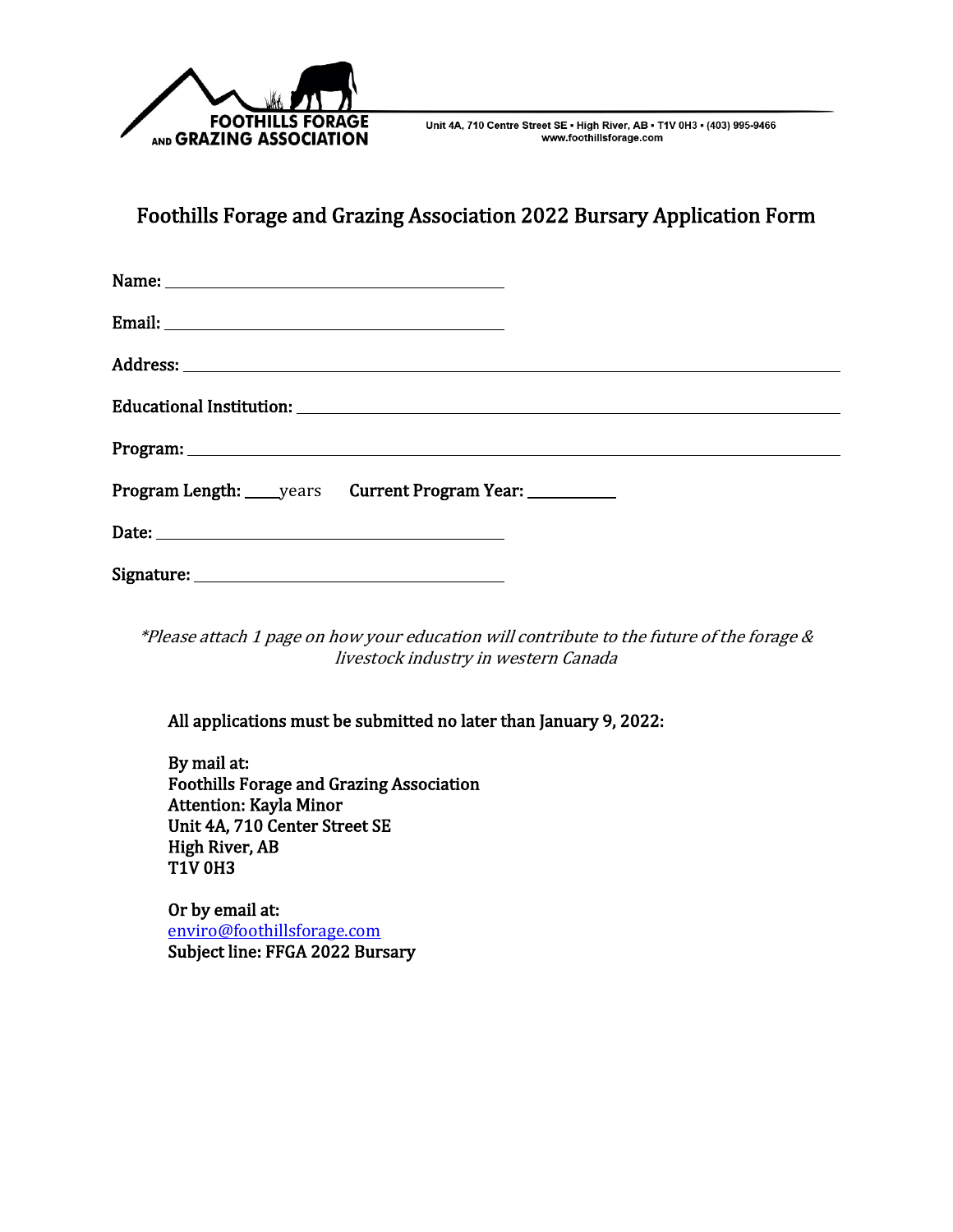FOOTHILLS FORAGE AND GRAZING ASSOCIATION

Unit 4A, 710 Centre Street SE • High River, AB • T1V 0H3 • (403) 995-9466
www.foothillsforage.com

# Foothills Forage and Grazing Association 2022 Bursary Application Form

**Name:** ______________________________

**Email:** ______________________________

**Address:** ______________________________

**Educational Institution:** ______________________________

**Program:** ______________________________

**Program Length:** ____years **Current Program Year:** ________

**Date:** ______________________________

**Signature:** ______________________________

*\*Please attach 1 page on how your education will contribute to the future of the forage & livestock industry in western Canada*

**All applications must be submitted no later than January 9, 2022:**

**By mail at:**
**Foothills Forage and Grazing Association**
**Attention: Kayla Minor**
**Unit 4A, 710 Center Street SE**
**High River, AB**
**T1V 0H3**

**Or by email at:**
enviro@foothillsforage.com
**Subject line: FFGA 2022 Bursary**